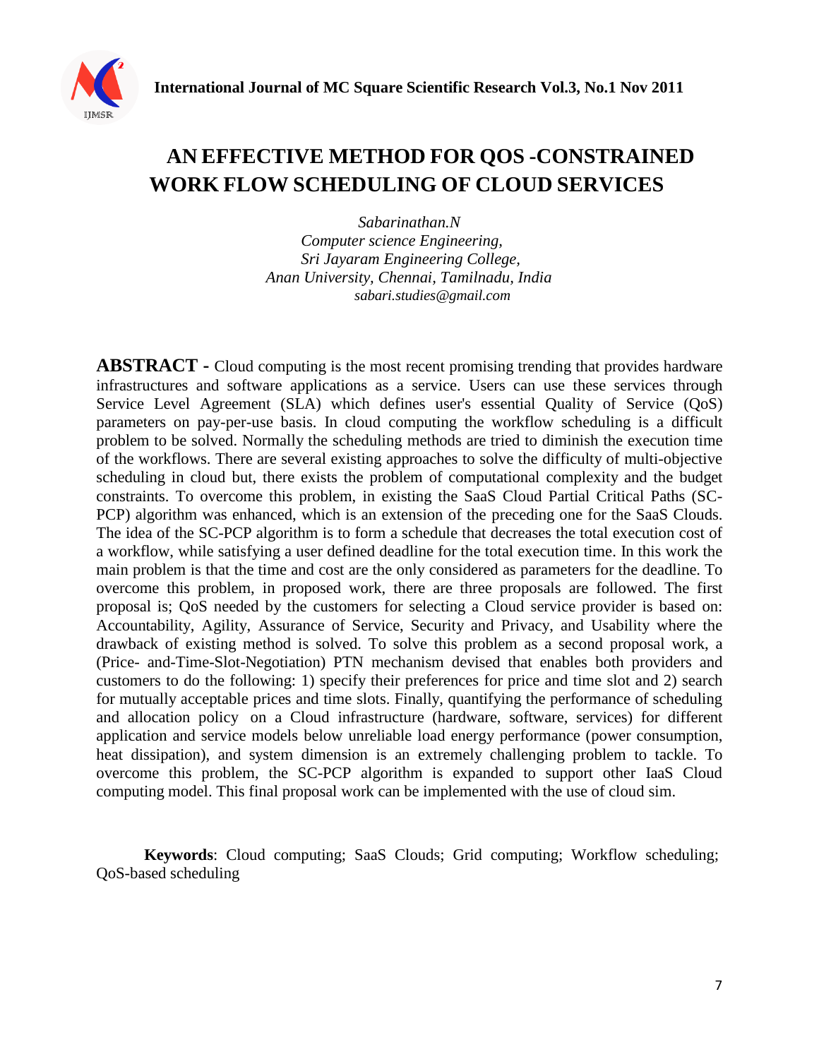# AN EFFECTIVE METHOD FOR QOS -CONSTRAINED WORK FLOW SCHEDULING OF CLOUD SERVICES

*Sabarinathan.N*
*Computer science Engineering,*
*Sri Jayaram Engineering College,*
*Anan University, Chennai, Tamilnadu, India*
*sabari.studies@gmail.com*

**ABSTRACT -** Cloud computing is the most recent promising trending that provides hardware infrastructures and software applications as a service. Users can use these services through Service Level Agreement (SLA) which defines user's essential Quality of Service (QoS) parameters on pay-per-use basis. In cloud computing the workflow scheduling is a difficult problem to be solved. Normally the scheduling methods are tried to diminish the execution time of the workflows. There are several existing approaches to solve the difficulty of multi-objective scheduling in cloud but, there exists the problem of computational complexity and the budget constraints. To overcome this problem, in existing the SaaS Cloud Partial Critical Paths (SC-PCP) algorithm was enhanced, which is an extension of the preceding one for the SaaS Clouds. The idea of the SC-PCP algorithm is to form a schedule that decreases the total execution cost of a workflow, while satisfying a user defined deadline for the total execution time. In this work the main problem is that the time and cost are the only considered as parameters for the deadline. To overcome this problem, in proposed work, there are three proposals are followed. The first proposal is; QoS needed by the customers for selecting a Cloud service provider is based on: Accountability, Agility, Assurance of Service, Security and Privacy, and Usability where the drawback of existing method is solved. To solve this problem as a second proposal work, a (Price- and-Time-Slot-Negotiation) PTN mechanism devised that enables both providers and customers to do the following: 1) specify their preferences for price and time slot and 2) search for mutually acceptable prices and time slots. Finally, quantifying the performance of scheduling and allocation policy on a Cloud infrastructure (hardware, software, services) for different application and service models below unreliable load energy performance (power consumption, heat dissipation), and system dimension is an extremely challenging problem to tackle. To overcome this problem, the SC-PCP algorithm is expanded to support other IaaS Cloud computing model. This final proposal work can be implemented with the use of cloud sim.

**Keywords**: Cloud computing; SaaS Clouds; Grid computing; Workflow scheduling; QoS-based scheduling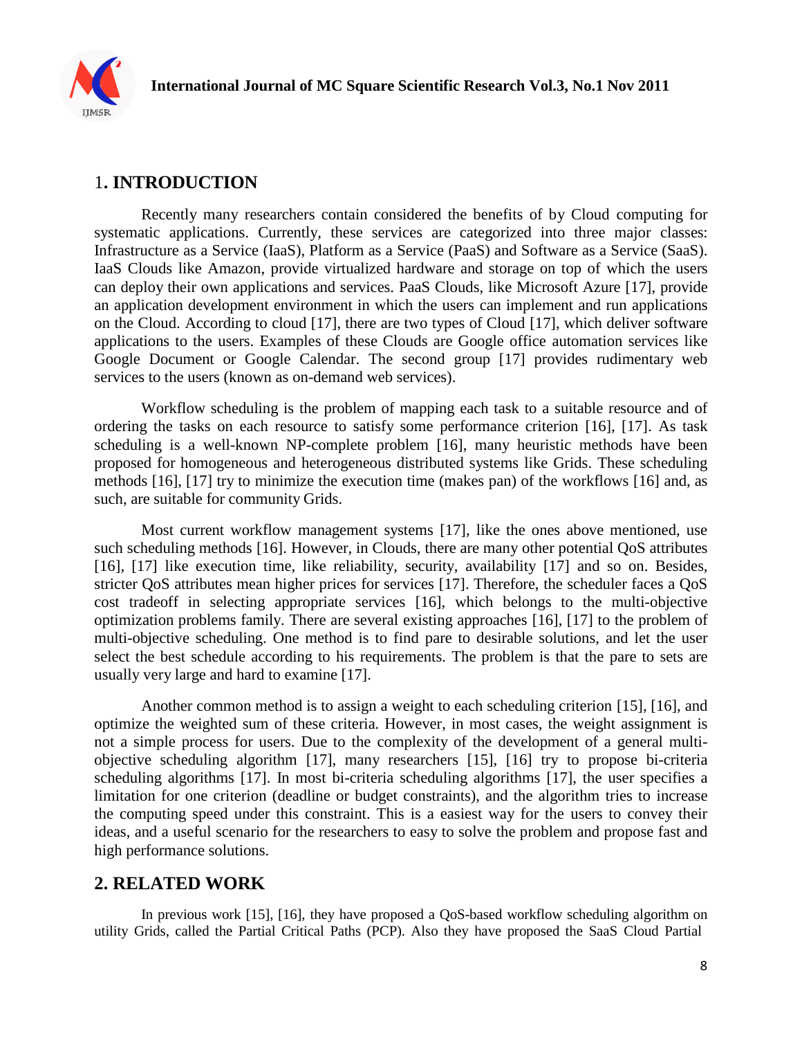## 1. INTRODUCTION

Recently many researchers contain considered the benefits of by Cloud computing for systematic applications. Currently, these services are categorized into three major classes: Infrastructure as a Service (IaaS), Platform as a Service (PaaS) and Software as a Service (SaaS). IaaS Clouds like Amazon, provide virtualized hardware and storage on top of which the users can deploy their own applications and services. PaaS Clouds, like Microsoft Azure [17], provide an application development environment in which the users can implement and run applications on the Cloud. According to cloud [17], there are two types of Cloud [17], which deliver software applications to the users. Examples of these Clouds are Google office automation services like Google Document or Google Calendar. The second group [17] provides rudimentary web services to the users (known as on-demand web services).

Workflow scheduling is the problem of mapping each task to a suitable resource and of ordering the tasks on each resource to satisfy some performance criterion [16], [17]. As task scheduling is a well-known NP-complete problem [16], many heuristic methods have been proposed for homogeneous and heterogeneous distributed systems like Grids. These scheduling methods [16], [17] try to minimize the execution time (makes pan) of the workflows [16] and, as such, are suitable for community Grids.

Most current workflow management systems [17], like the ones above mentioned, use such scheduling methods [16]. However, in Clouds, there are many other potential QoS attributes [16], [17] like execution time, like reliability, security, availability [17] and so on. Besides, stricter QoS attributes mean higher prices for services [17]. Therefore, the scheduler faces a QoS cost tradeoff in selecting appropriate services [16], which belongs to the multi-objective optimization problems family. There are several existing approaches [16], [17] to the problem of multi-objective scheduling. One method is to find pare to desirable solutions, and let the user select the best schedule according to his requirements. The problem is that the pare to sets are usually very large and hard to examine [17].

Another common method is to assign a weight to each scheduling criterion [15], [16], and optimize the weighted sum of these criteria. However, in most cases, the weight assignment is not a simple process for users. Due to the complexity of the development of a general multi-objective scheduling algorithm [17], many researchers [15], [16] try to propose bi-criteria scheduling algorithms [17]. In most bi-criteria scheduling algorithms [17], the user specifies a limitation for one criterion (deadline or budget constraints), and the algorithm tries to increase the computing speed under this constraint. This is a easiest way for the users to convey their ideas, and a useful scenario for the researchers to easy to solve the problem and propose fast and high performance solutions.

## 2. RELATED WORK

In previous work [15], [16], they have proposed a QoS-based workflow scheduling algorithm on utility Grids, called the Partial Critical Paths (PCP). Also they have proposed the SaaS Cloud Partial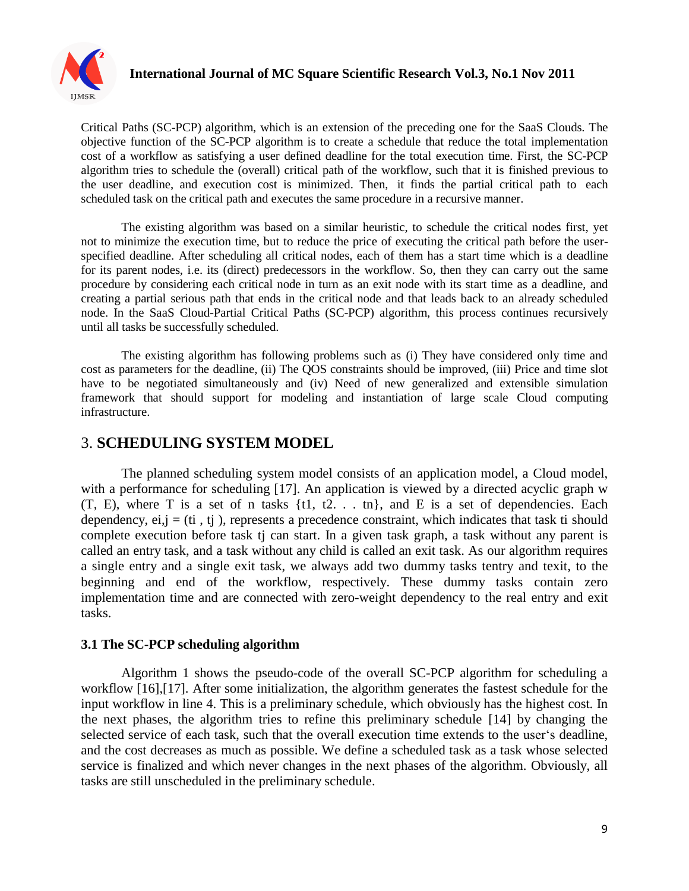Critical Paths (SC-PCP) algorithm, which is an extension of the preceding one for the SaaS Clouds. The objective function of the SC-PCP algorithm is to create a schedule that reduce the total implementation cost of a workflow as satisfying a user defined deadline for the total execution time. First, the SC-PCP algorithm tries to schedule the (overall) critical path of the workflow, such that it is finished previous to the user deadline, and execution cost is minimized. Then, it finds the partial critical path to each scheduled task on the critical path and executes the same procedure in a recursive manner.

The existing algorithm was based on a similar heuristic, to schedule the critical nodes first, yet not to minimize the execution time, but to reduce the price of executing the critical path before the user-specified deadline. After scheduling all critical nodes, each of them has a start time which is a deadline for its parent nodes, i.e. its (direct) predecessors in the workflow. So, then they can carry out the same procedure by considering each critical node in turn as an exit node with its start time as a deadline, and creating a partial serious path that ends in the critical node and that leads back to an already scheduled node. In the SaaS Cloud-Partial Critical Paths (SC-PCP) algorithm, this process continues recursively until all tasks be successfully scheduled.

The existing algorithm has following problems such as (i) They have considered only time and cost as parameters for the deadline, (ii) The QOS constraints should be improved, (iii) Price and time slot have to be negotiated simultaneously and (iv) Need of new generalized and extensible simulation framework that should support for modeling and instantiation of large scale Cloud computing infrastructure.

# 3. SCHEDULING SYSTEM MODEL

The planned scheduling system model consists of an application model, a Cloud model, with a performance for scheduling [17]. An application is viewed by a directed acyclic graph w (T, E), where T is a set of n tasks {t1, t2. . . tn}, and E is a set of dependencies. Each dependency, $e_{i,j} = (t_i , t_j )$, represents a precedence constraint, which indicates that task $t_i$ should complete execution before task $t_j$ can start. In a given task graph, a task without any parent is called an entry task, and a task without any child is called an exit task. As our algorithm requires a single entry and a single exit task, we always add two dummy tasks $t_{entry}$ and $t_{exit}$, to the beginning and end of the workflow, respectively. These dummy tasks contain zero implementation time and are connected with zero-weight dependency to the real entry and exit tasks.

### 3.1 The SC-PCP scheduling algorithm

Algorithm 1 shows the pseudo-code of the overall SC-PCP algorithm for scheduling a workflow [16],[17]. After some initialization, the algorithm generates the fastest schedule for the input workflow in line 4. This is a preliminary schedule, which obviously has the highest cost. In the next phases, the algorithm tries to refine this preliminary schedule [14] by changing the selected service of each task, such that the overall execution time extends to the user's deadline, and the cost decreases as much as possible. We define a scheduled task as a task whose selected service is finalized and which never changes in the next phases of the algorithm. Obviously, all tasks are still unscheduled in the preliminary schedule.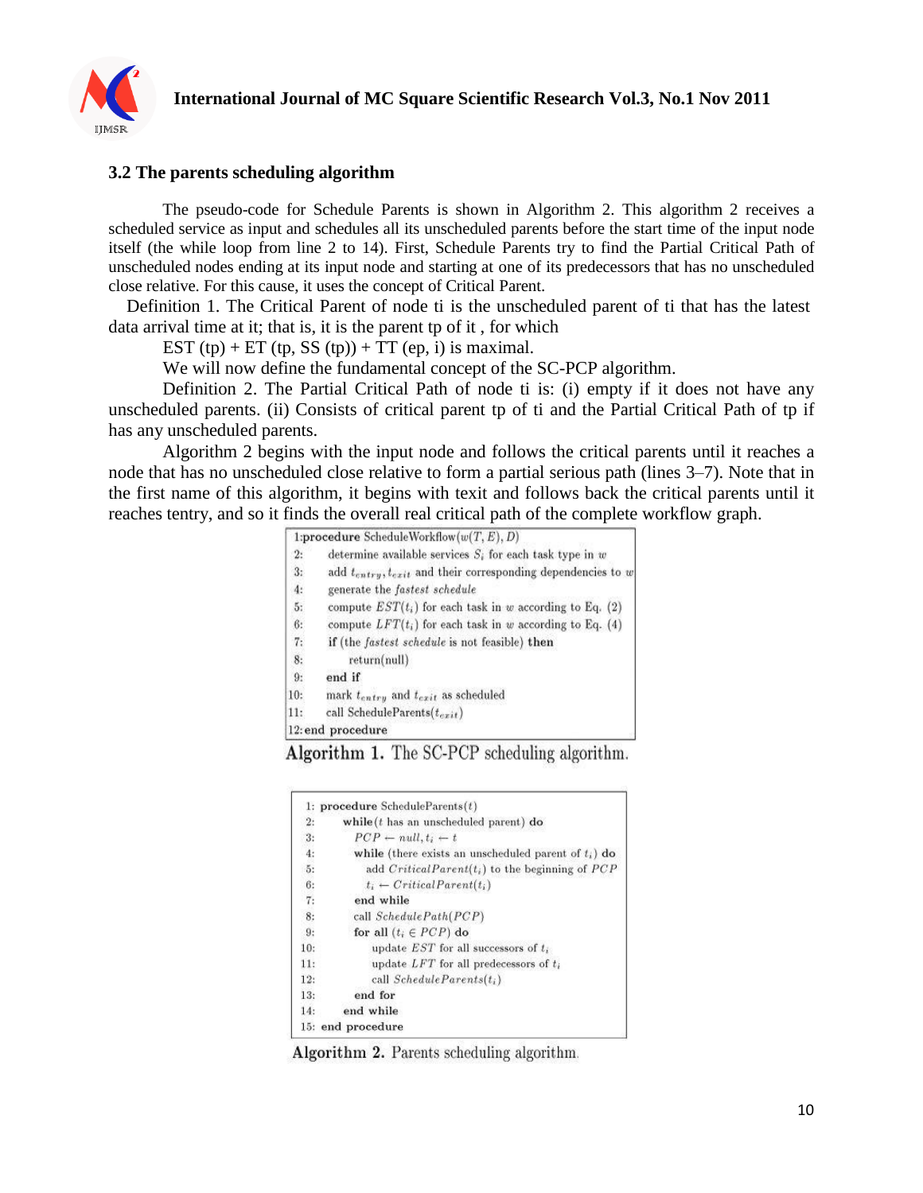### 3.2 The parents scheduling algorithm

The pseudo-code for Schedule Parents is shown in Algorithm 2. This algorithm 2 receives a scheduled service as input and schedules all its unscheduled parents before the start time of the input node itself (the while loop from line 2 to 14). First, Schedule Parents try to find the Partial Critical Path of unscheduled nodes ending at its input node and starting at one of its predecessors that has no unscheduled close relative. For this cause, it uses the concept of Critical Parent.

Definition 1. The Critical Parent of node ti is the unscheduled parent of ti that has the latest data arrival time at it; that is, it is the parent tp of it , for which

EST (tp) + ET (tp, SS (tp)) + TT (ep, i) is maximal.

We will now define the fundamental concept of the SC-PCP algorithm.

Definition 2. The Partial Critical Path of node ti is: (i) empty if it does not have any unscheduled parents. (ii) Consists of critical parent tp of ti and the Partial Critical Path of tp if has any unscheduled parents.

Algorithm 2 begins with the input node and follows the critical parents until it reaches a node that has no unscheduled close relative to form a partial serious path (lines 3–7). Note that in the first name of this algorithm, it begins with texit and follows back the critical parents until it reaches tentry, and so it finds the overall real critical path of the complete workflow graph.

```
1:procedure ScheduleWorkflow(w(T, E), D)
2:    determine available services S_i for each task type in w
3:    add t_entry, t_exit and their corresponding dependencies to w
4:    generate the fastest schedule
5:    compute EST(t_i) for each task in w according to Eq. (2)
6:    compute LFT(t_i) for each task in w according to Eq. (4)
7:    if (the fastest schedule is not feasible) then
8:        return(null)
9:    end if
10:   mark t_entry and t_exit as scheduled
11:   call ScheduleParents(t_exit)
12:end procedure
```

Algorithm 1. The SC-PCP scheduling algorithm.

```
1: procedure ScheduleParents(t)
2:    while (t has an unscheduled parent) do
3:       PCP ← null, t_i ← t
4:       while (there exists an unscheduled parent of t_i) do
5:          add CriticalParent(t_i) to the beginning of PCP
6:          t_i ← CriticalParent(t_i)
7:       end while
8:       call SchedulePath(PCP)
9:       for all (t_i ∈ PCP) do
10:          update EST for all successors of t_i
11:          update LFT for all predecessors of t_i
12:          call ScheduleParents(t_i)
13:      end for
14:   end while
15: end procedure
```

Algorithm 2. Parents scheduling algorithm.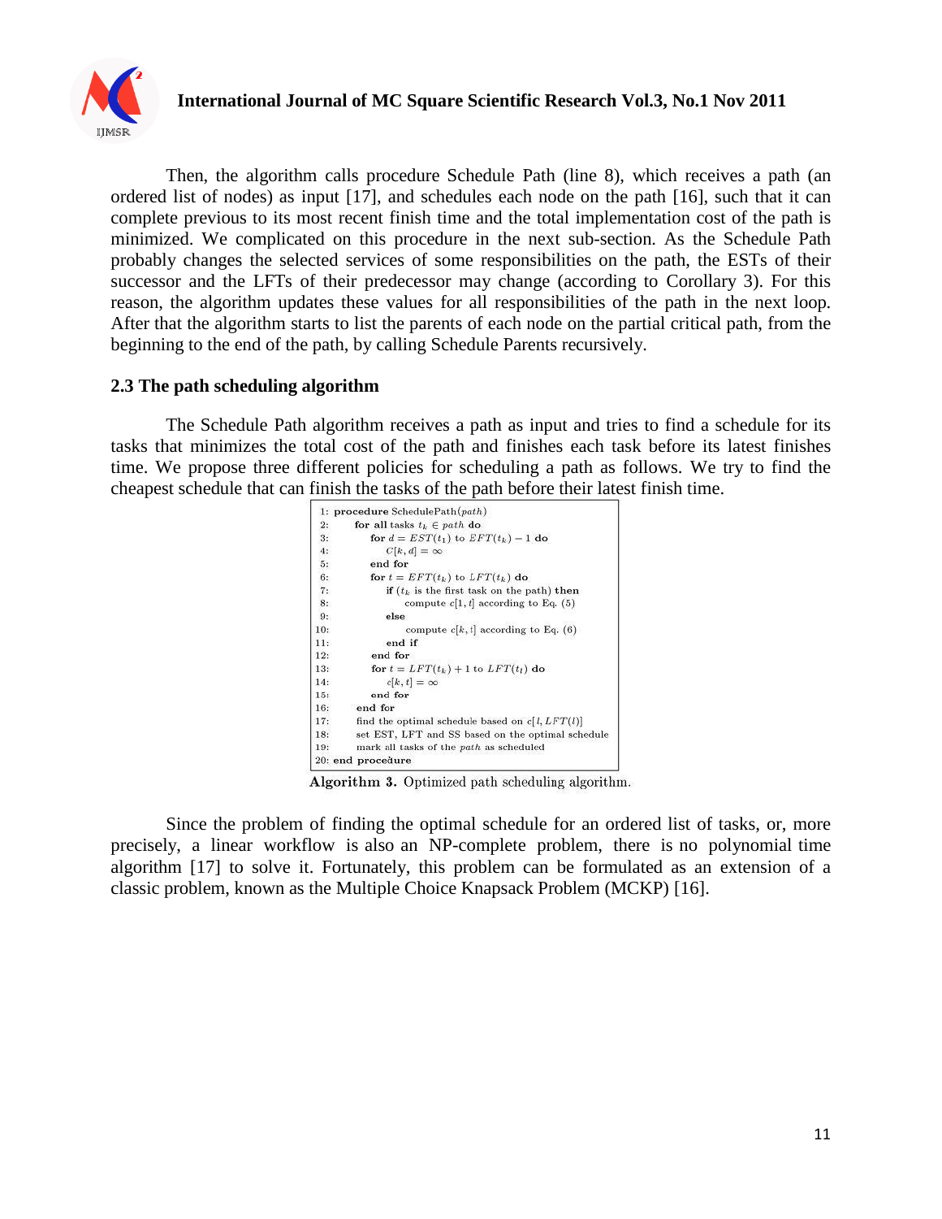Then, the algorithm calls procedure Schedule Path (line 8), which receives a path (an ordered list of nodes) as input [17], and schedules each node on the path [16], such that it can complete previous to its most recent finish time and the total implementation cost of the path is minimized. We complicated on this procedure in the next sub-section. As the Schedule Path probably changes the selected services of some responsibilities on the path, the ESTs of their successor and the LFTs of their predecessor may change (according to Corollary 3). For this reason, the algorithm updates these values for all responsibilities of the path in the next loop. After that the algorithm starts to list the parents of each node on the partial critical path, from the beginning to the end of the path, by calling Schedule Parents recursively.

### 2.3 The path scheduling algorithm

The Schedule Path algorithm receives a path as input and tries to find a schedule for its tasks that minimizes the total cost of the path and finishes each task before its latest finishes time. We propose three different policies for scheduling a path as follows. We try to find the cheapest schedule that can finish the tasks of the path before their latest finish time.

```
1: procedure SchedulePath(path)
2:    for all tasks t_k ∈ path do
3:       for d = EST(t_1) to EFT(t_k) − 1 do
4:          C[k, d] = ∞
5:       end for
6:       for t = EFT(t_k) to LFT(t_k) do
7:          if (t_k is the first task on the path) then
8:             compute c[1, t] according to Eq. (5)
9:          else
10:            compute c[k, t] according to Eq. (6)
11:         end if
12:      end for
13:      for t = LFT(t_k) + 1 to LFT(t_l) do
14:         c[k, t] = ∞
15:      end for
16:   end for
17:   find the optimal schedule based on c[l, LFT(l)]
18:   set EST, LFT and SS based on the optimal schedule
19:   mark all tasks of the path as scheduled
20: end procedure
```

**Algorithm 3.** Optimized path scheduling algorithm.

Since the problem of finding the optimal schedule for an ordered list of tasks, or, more precisely, a linear workflow is also an NP-complete problem, there is no polynomial time algorithm [17] to solve it. Fortunately, this problem can be formulated as an extension of a classic problem, known as the Multiple Choice Knapsack Problem (MCKP) [16].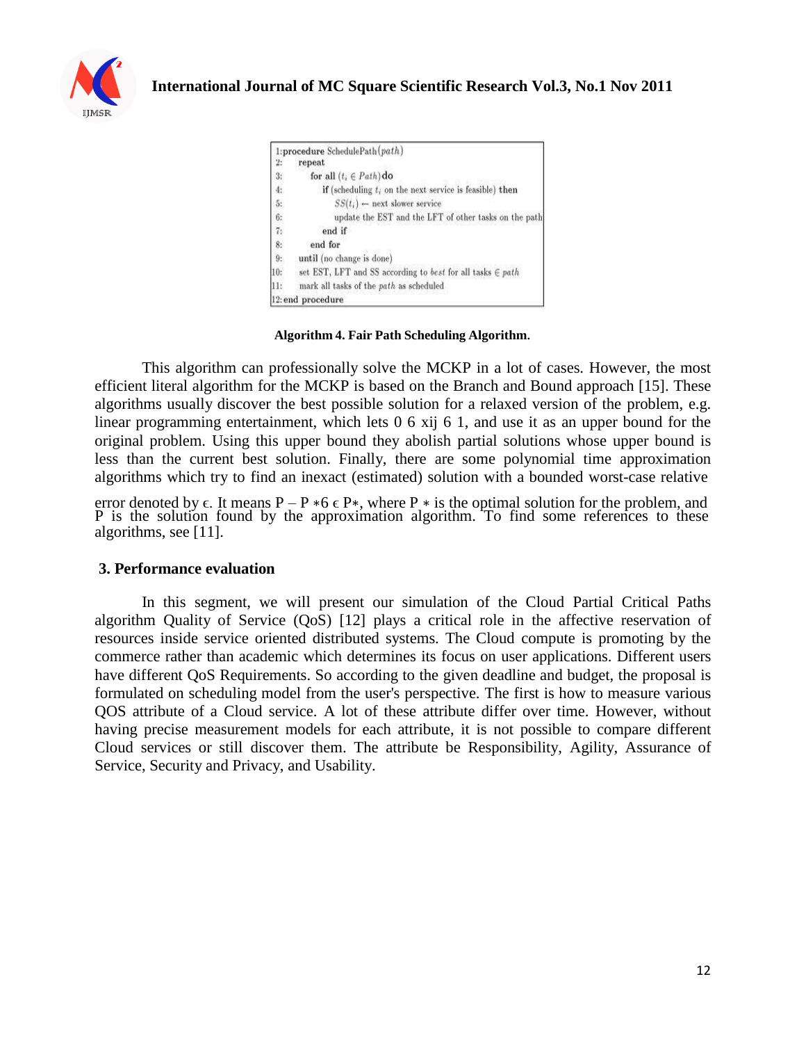```
1:procedure SchedulePath(path)
2:    repeat
3:        for all (t_i ∈ Path) do
4:            if (scheduling t_i on the next service is feasible) then
5:                SS(t_i) ← next slower service
6:                update the EST and the LFT of other tasks on the path
7:            end if
8:        end for
9:    until (no change is done)
10:   set EST, LFT and SS according to best for all tasks ∈ path
11:   mark all tasks of the path as scheduled
12:end procedure
```

**Algorithm 4. Fair Path Scheduling Algorithm**.

This algorithm can professionally solve the MCKP in a lot of cases. However, the most efficient literal algorithm for the MCKP is based on the Branch and Bound approach [15]. These algorithms usually discover the best possible solution for a relaxed version of the problem, e.g. linear programming entertainment, which lets 0 6 xij 6 1, and use it as an upper bound for the original problem. Using this upper bound they abolish partial solutions whose upper bound is less than the current best solution. Finally, there are some polynomial time approximation algorithms which try to find an inexact (estimated) solution with a bounded worst-case relative error denoted by ϵ. It means P – P ∗6 ϵ P∗, where P ∗ is the optimal solution for the problem, and P is the solution found by the approximation algorithm. To find some references to these algorithms, see [11].

## 3. Performance evaluation

In this segment, we will present our simulation of the Cloud Partial Critical Paths algorithm Quality of Service (QoS) [12] plays a critical role in the affective reservation of resources inside service oriented distributed systems. The Cloud compute is promoting by the commerce rather than academic which determines its focus on user applications. Different users have different QoS Requirements. So according to the given deadline and budget, the proposal is formulated on scheduling model from the user's perspective. The first is how to measure various QOS attribute of a Cloud service. A lot of these attribute differ over time. However, without having precise measurement models for each attribute, it is not possible to compare different Cloud services or still discover them. The attribute be Responsibility, Agility, Assurance of Service, Security and Privacy, and Usability.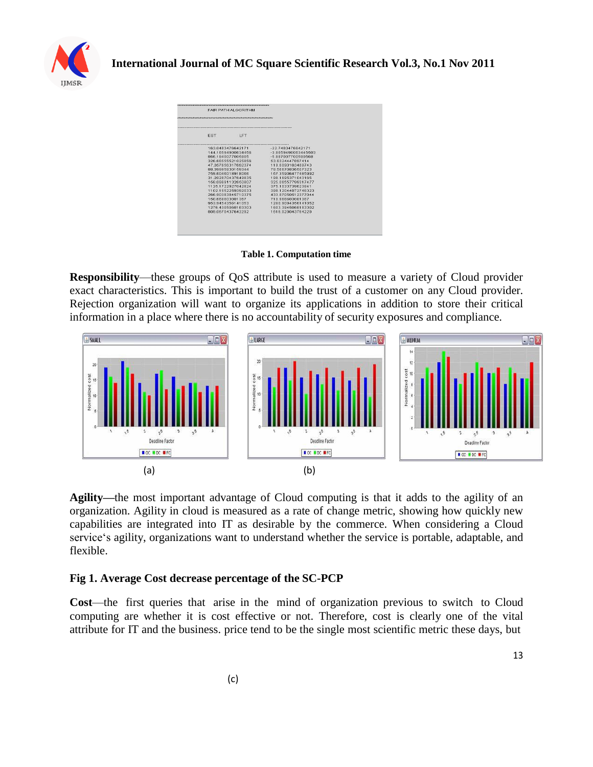| EST | LFT |
|---|---|
| 163.0483476642171 | -22.7483476642171 |
| 144.1659490063445 | -3.8659490063445503 |
| 866.1840077005605 | -5.88700770058056 |
| 326.66555521025858 | 53.6334447897414 |
| 47.36765631768237 | 119.60910348974 |
| 88.3998598301584 | 78.5667083660732 |
| 759.6048018918068 | 167.35906477486992 |
| 31.20287043784663 | 198.1695371043195 |
| 158.0989113265080 | 325.0855779931747 |
| 1125.1722927042624 | 375.1033739623841 |
| 1102.1552259392033 | 398.12044072746323 |
| 266.9038384571037 | 433.870505123770 |
| 190.6660303081367 | 710.966603081367 |
| 953.9454356141053 | 1280.9094356141052 |
| 1276.4305068183303 | 1503.3945068183302 |
| 809.0570437642292 | 1516.029043764229 |

**Table 1. Computation time**

**Responsibility**—these groups of QoS attribute is used to measure a variety of Cloud provider exact characteristics. This is important to build the trust of a customer on any Cloud provider. Rejection organization will want to organize its applications in addition to store their critical information in a place where there is no accountability of security exposures and compliance.

(a) (b) (c)

**Agility—**the most important advantage of Cloud computing is that it adds to the agility of an organization. Agility in cloud is measured as a rate of change metric, showing how quickly new capabilities are integrated into IT as desirable by the commerce. When considering a Cloud service's agility, organizations want to understand whether the service is portable, adaptable, and flexible.

**Fig 1. Average Cost decrease percentage of the SC-PCP**

**Cost**—the first queries that arise in the mind of organization previous to switch to Cloud computing are whether it is cost effective or not. Therefore, cost is clearly one of the vital attribute for IT and the business. price tend to be the single most scientific metric these days, but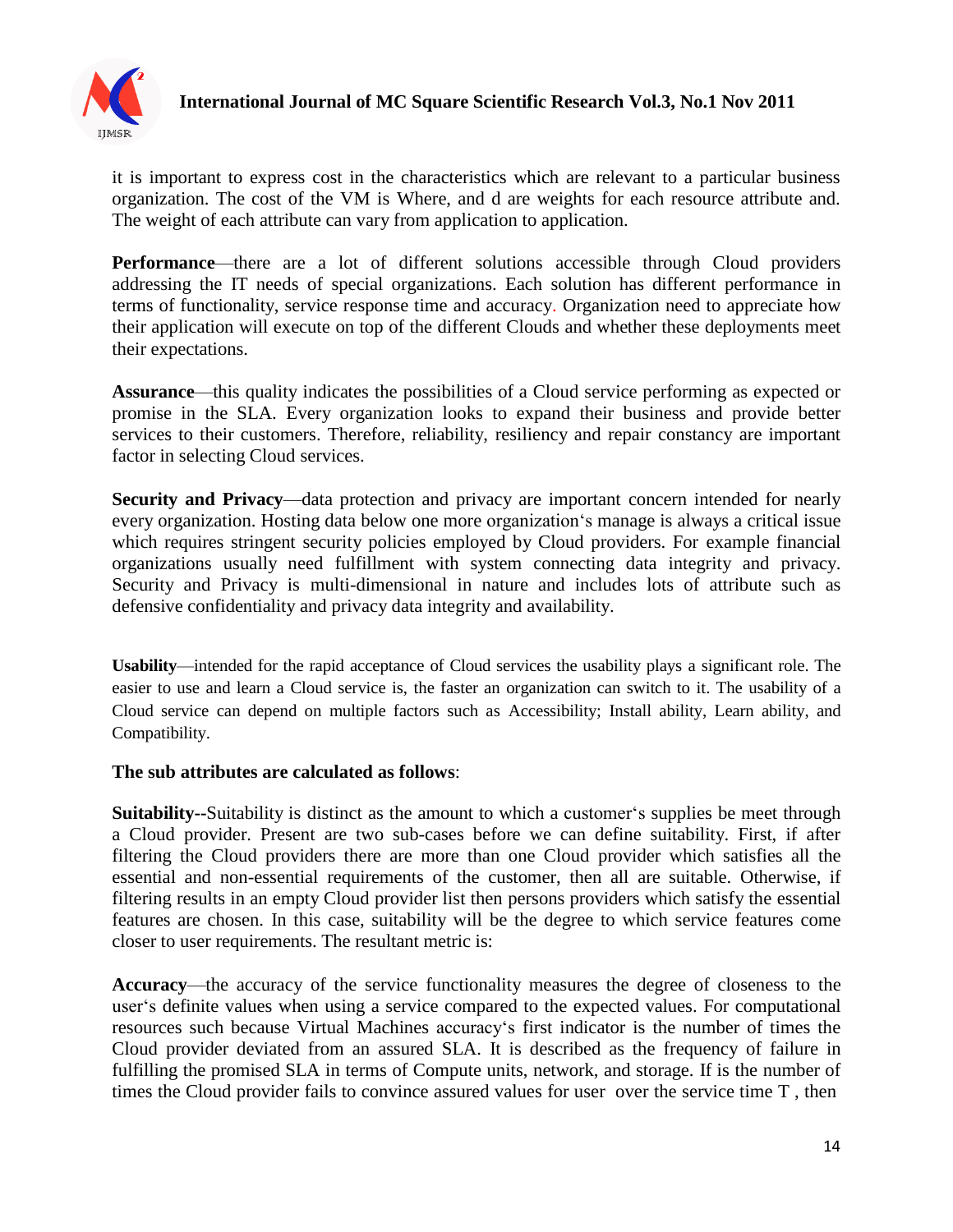it is important to express cost in the characteristics which are relevant to a particular business organization. The cost of the VM is Where, and d are weights for each resource attribute and. The weight of each attribute can vary from application to application.

**Performance**—there are a lot of different solutions accessible through Cloud providers addressing the IT needs of special organizations. Each solution has different performance in terms of functionality, service response time and accuracy. Organization need to appreciate how their application will execute on top of the different Clouds and whether these deployments meet their expectations.

**Assurance**—this quality indicates the possibilities of a Cloud service performing as expected or promise in the SLA. Every organization looks to expand their business and provide better services to their customers. Therefore, reliability, resiliency and repair constancy are important factor in selecting Cloud services.

**Security and Privacy**—data protection and privacy are important concern intended for nearly every organization. Hosting data below one more organization's manage is always a critical issue which requires stringent security policies employed by Cloud providers. For example financial organizations usually need fulfillment with system connecting data integrity and privacy. Security and Privacy is multi-dimensional in nature and includes lots of attribute such as defensive confidentiality and privacy data integrity and availability.

**Usability**—intended for the rapid acceptance of Cloud services the usability plays a significant role. The easier to use and learn a Cloud service is, the faster an organization can switch to it. The usability of a Cloud service can depend on multiple factors such as Accessibility; Install ability, Learn ability, and Compatibility.

**The sub attributes are calculated as follows**:

**Suitability--**Suitability is distinct as the amount to which a customer's supplies be meet through a Cloud provider. Present are two sub-cases before we can define suitability. First, if after filtering the Cloud providers there are more than one Cloud provider which satisfies all the essential and non-essential requirements of the customer, then all are suitable. Otherwise, if filtering results in an empty Cloud provider list then persons providers which satisfy the essential features are chosen. In this case, suitability will be the degree to which service features come closer to user requirements. The resultant metric is:

**Accuracy**—the accuracy of the service functionality measures the degree of closeness to the user's definite values when using a service compared to the expected values. For computational resources such because Virtual Machines accuracy's first indicator is the number of times the Cloud provider deviated from an assured SLA. It is described as the frequency of failure in fulfilling the promised SLA in terms of Compute units, network, and storage. If is the number of times the Cloud provider fails to convince assured values for user over the service time T , then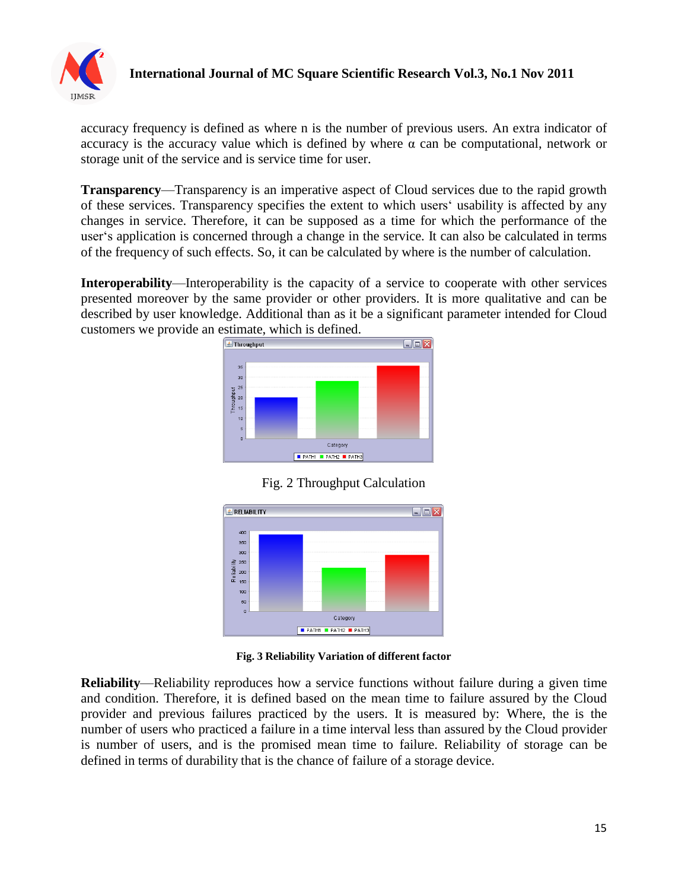accuracy frequency is defined as where n is the number of previous users. An extra indicator of accuracy is the accuracy value which is defined by where α can be computational, network or storage unit of the service and is service time for user.

**Transparency**—Transparency is an imperative aspect of Cloud services due to the rapid growth of these services. Transparency specifies the extent to which users' usability is affected by any changes in service. Therefore, it can be supposed as a time for which the performance of the user's application is concerned through a change in the service. It can also be calculated in terms of the frequency of such effects. So, it can be calculated by where is the number of calculation.

**Interoperability**—Interoperability is the capacity of a service to cooperate with other services presented moreover by the same provider or other providers. It is more qualitative and can be described by user knowledge. Additional than as it be a significant parameter intended for Cloud customers we provide an estimate, which is defined.

Fig. 2 Throughput Calculation

**Fig. 3 Reliability Variation of different factor**

**Reliability**—Reliability reproduces how a service functions without failure during a given time and condition. Therefore, it is defined based on the mean time to failure assured by the Cloud provider and previous failures practiced by the users. It is measured by: Where, the is the number of users who practiced a failure in a time interval less than assured by the Cloud provider is number of users, and is the promised mean time to failure. Reliability of storage can be defined in terms of durability that is the chance of failure of a storage device.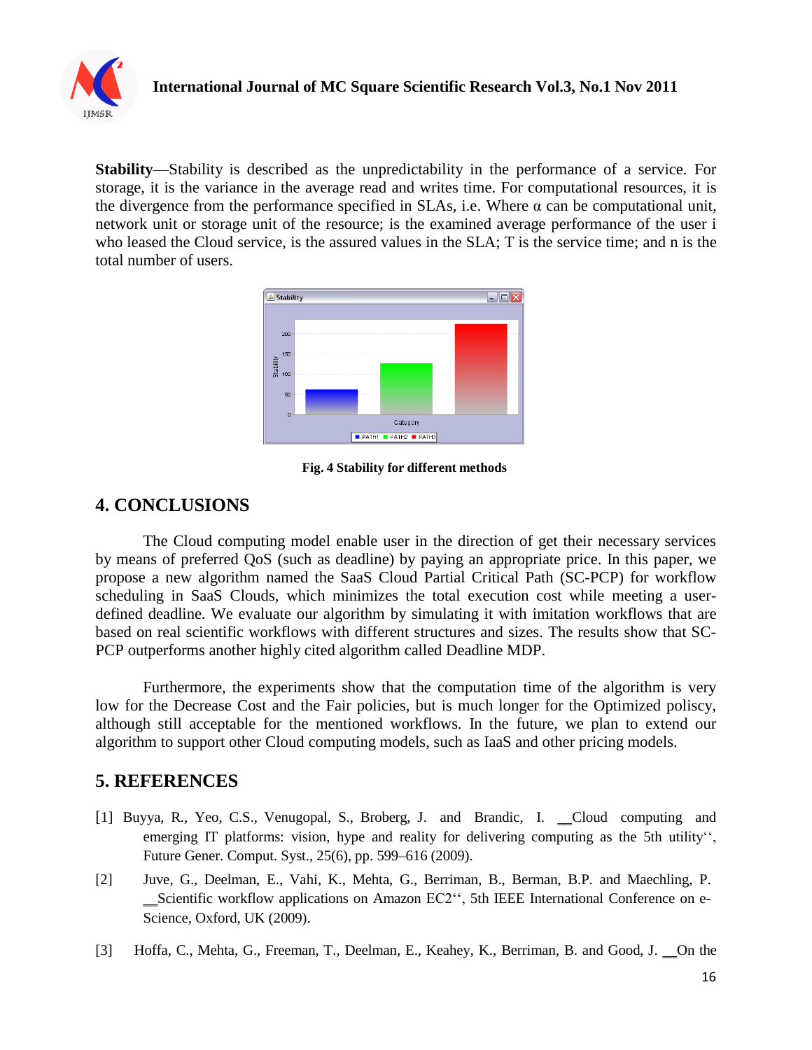**Stability**—Stability is described as the unpredictability in the performance of a service. For storage, it is the variance in the average read and writes time. For computational resources, it is the divergence from the performance specified in SLAs, i.e. Where α can be computational unit, network unit or storage unit of the resource; is the examined average performance of the user i who leased the Cloud service, is the assured values in the SLA; T is the service time; and n is the total number of users.

**Fig. 4 Stability for different methods**

## 4. CONCLUSIONS

The Cloud computing model enable user in the direction of get their necessary services by means of preferred QoS (such as deadline) by paying an appropriate price. In this paper, we propose a new algorithm named the SaaS Cloud Partial Critical Path (SC-PCP) for workflow scheduling in SaaS Clouds, which minimizes the total execution cost while meeting a user-defined deadline. We evaluate our algorithm by simulating it with imitation workflows that are based on real scientific workflows with different structures and sizes. The results show that SC-PCP outperforms another highly cited algorithm called Deadline MDP.

Furthermore, the experiments show that the computation time of the algorithm is very low for the Decrease Cost and the Fair policies, but is much longer for the Optimized poliscy, although still acceptable for the mentioned workflows. In the future, we plan to extend our algorithm to support other Cloud computing models, such as IaaS and other pricing models.

## 5. REFERENCES

[1] Buyya, R., Yeo, C.S., Venugopal, S., Broberg, J. and Brandic, I. __Cloud computing and emerging IT platforms: vision, hype and reality for delivering computing as the 5th utility'', Future Gener. Comput. Syst., 25(6), pp. 599–616 (2009).

[2] Juve, G., Deelman, E., Vahi, K., Mehta, G., Berriman, B., Berman, B.P. and Maechling, P. __Scientific workflow applications on Amazon EC2'', 5th IEEE International Conference on e-Science, Oxford, UK (2009).

[3] Hoffa, C., Mehta, G., Freeman, T., Deelman, E., Keahey, K., Berriman, B. and Good, J. __On the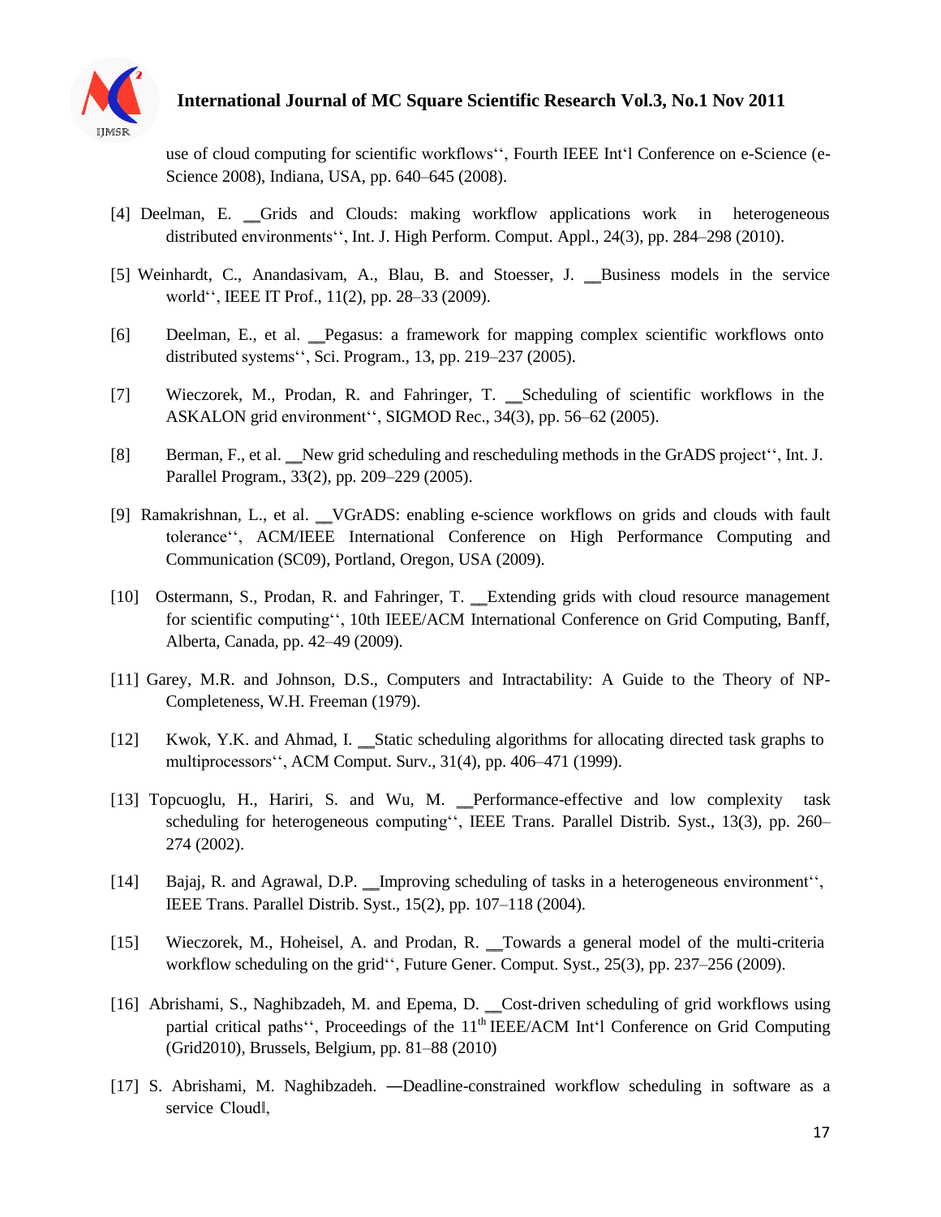use of cloud computing for scientific workflows'', Fourth IEEE Int'l Conference on e-Science (e-Science 2008), Indiana, USA, pp. 640–645 (2008).

[4] Deelman, E. __Grids and Clouds: making workflow applications work in heterogeneous distributed environments'', Int. J. High Perform. Comput. Appl., 24(3), pp. 284–298 (2010).

[5] Weinhardt, C., Anandasivam, A., Blau, B. and Stoesser, J. __Business models in the service world'', IEEE IT Prof., 11(2), pp. 28–33 (2009).

[6] Deelman, E., et al. __Pegasus: a framework for mapping complex scientific workflows onto distributed systems'', Sci. Program., 13, pp. 219–237 (2005).

[7] Wieczorek, M., Prodan, R. and Fahringer, T. __Scheduling of scientific workflows in the ASKALON grid environment'', SIGMOD Rec., 34(3), pp. 56–62 (2005).

[8] Berman, F., et al. __New grid scheduling and rescheduling methods in the GrADS project'', Int. J. Parallel Program., 33(2), pp. 209–229 (2005).

[9] Ramakrishnan, L., et al. __VGrADS: enabling e-science workflows on grids and clouds with fault tolerance'', ACM/IEEE International Conference on High Performance Computing and Communication (SC09), Portland, Oregon, USA (2009).

[10] Ostermann, S., Prodan, R. and Fahringer, T. __Extending grids with cloud resource management for scientific computing'', 10th IEEE/ACM International Conference on Grid Computing, Banff, Alberta, Canada, pp. 42–49 (2009).

[11] Garey, M.R. and Johnson, D.S., Computers and Intractability: A Guide to the Theory of NP-Completeness, W.H. Freeman (1979).

[12] Kwok, Y.K. and Ahmad, I. __Static scheduling algorithms for allocating directed task graphs to multiprocessors'', ACM Comput. Surv., 31(4), pp. 406–471 (1999).

[13] Topcuoglu, H., Hariri, S. and Wu, M. __Performance-effective and low complexity task scheduling for heterogeneous computing'', IEEE Trans. Parallel Distrib. Syst., 13(3), pp. 260–274 (2002).

[14] Bajaj, R. and Agrawal, D.P. __Improving scheduling of tasks in a heterogeneous environment'', IEEE Trans. Parallel Distrib. Syst., 15(2), pp. 107–118 (2004).

[15] Wieczorek, M., Hoheisel, A. and Prodan, R. __Towards a general model of the multi-criteria workflow scheduling on the grid'', Future Gener. Comput. Syst., 25(3), pp. 237–256 (2009).

[16] Abrishami, S., Naghibzadeh, M. and Epema, D. __Cost-driven scheduling of grid workflows using partial critical paths'', Proceedings of the 11th IEEE/ACM Int'l Conference on Grid Computing (Grid2010), Brussels, Belgium, pp. 81–88 (2010)

[17] S. Abrishami, M. Naghibzadeh. ―Deadline-constrained workflow scheduling in software as a service Cloud‖,